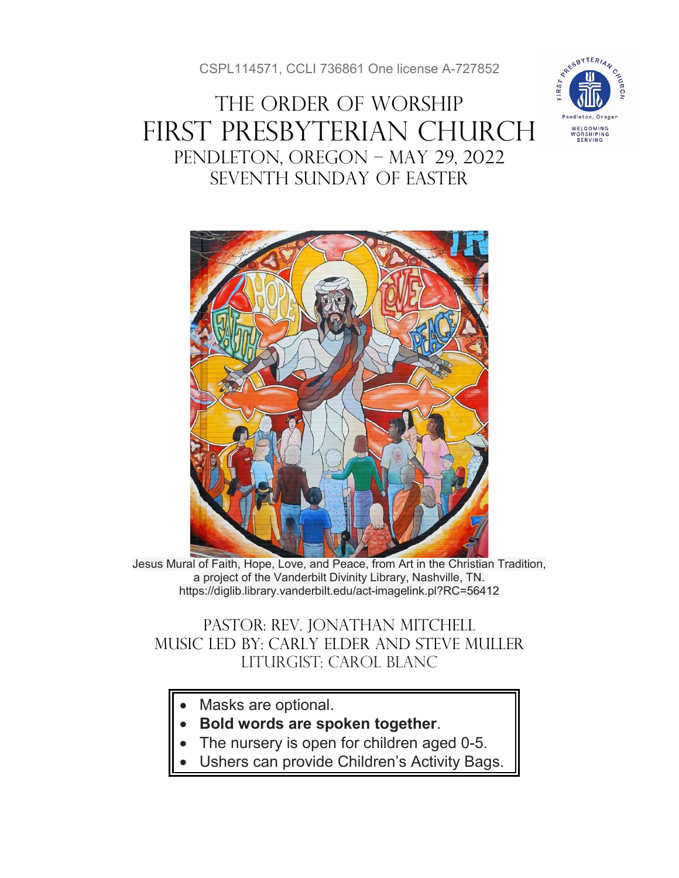CSPL114571, CCLI 736861 One license A-727852

# The Order of Worship
# First Presbyterian Church
## Pendleton, Oregon – May 29, 2022
## Seventh Sunday of Easter

Jesus Mural of Faith, Hope, Love, and Peace, from Art in the Christian Tradition, a project of the Vanderbilt Divinity Library, Nashville, TN. https://diglib.library.vanderbilt.edu/act-imagelink.pl?RC=56412

Pastor: Rev. Jonathan Mitchell
Music led by: Carly Elder and Steve Muller
Liturgist: Carol Blanc

- Masks are optional.
- **Bold words are spoken together**.
- The nursery is open for children aged 0-5.
- Ushers can provide Children's Activity Bags.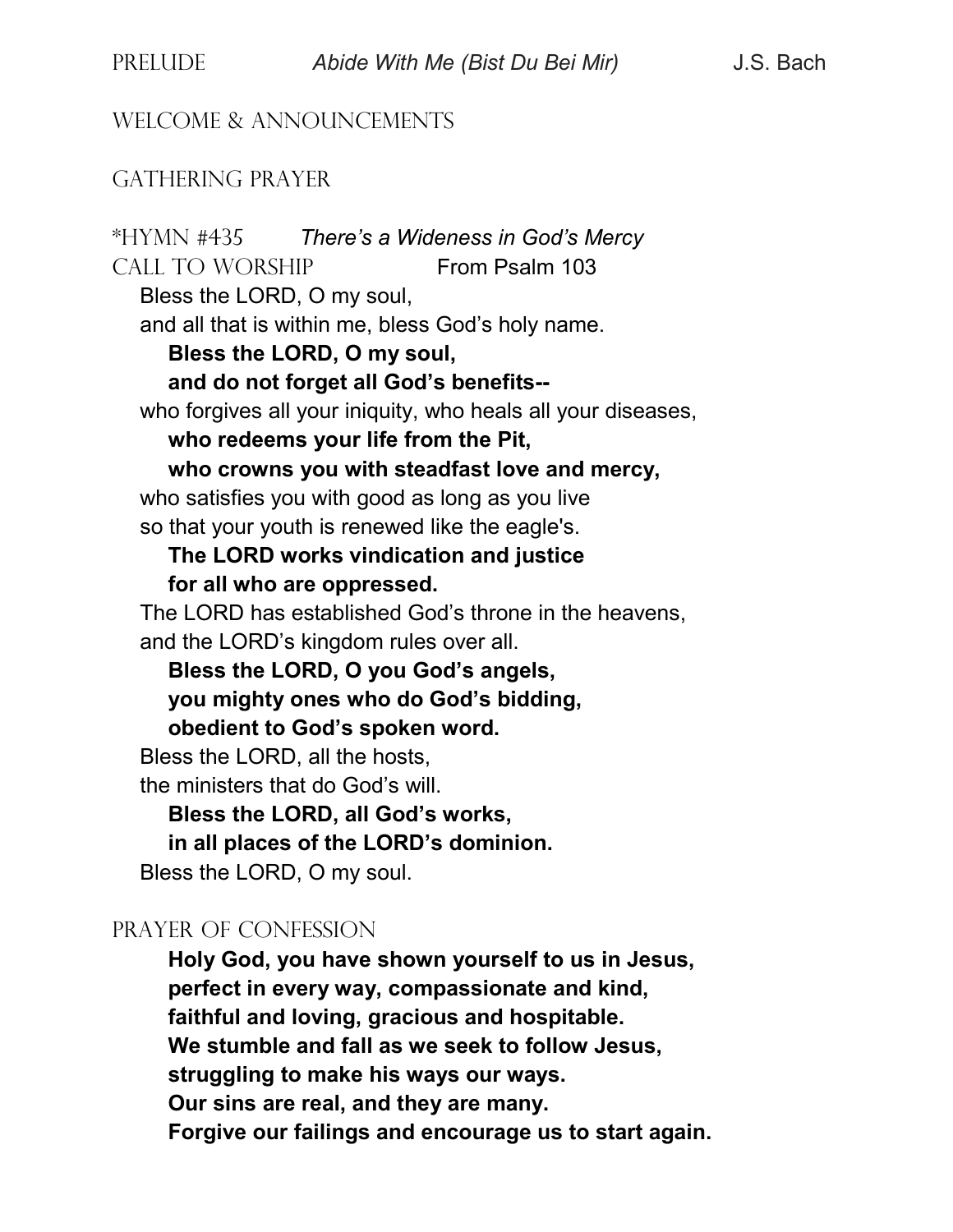PRELUDE *Abide With Me (Bist Du Bei Mir)* J.S. Bach

WELCOME & ANNOUNCEMENTS

GATHERING PRAYER

*HYMN #435 *There's a Wideness in God's Mercy*

CALL TO WORSHIP From Psalm 103

Bless the LORD, O my soul,
and all that is within me, bless God's holy name.
**Bless the LORD, O my soul,**
**and do not forget all God's benefits--**
who forgives all your iniquity, who heals all your diseases,
**who redeems your life from the Pit,**
**who crowns you with steadfast love and mercy,**
who satisfies you with good as long as you live
so that your youth is renewed like the eagle's.
**The LORD works vindication and justice**
**for all who are oppressed.**
The LORD has established God's throne in the heavens,
and the LORD's kingdom rules over all.
**Bless the LORD, O you God's angels,**
**you mighty ones who do God's bidding,**
**obedient to God's spoken word.**
Bless the LORD, all the hosts,
the ministers that do God's will.
**Bless the LORD, all God's works,**
**in all places of the LORD's dominion.**
Bless the LORD, O my soul.

PRAYER OF CONFESSION

**Holy God, you have shown yourself to us in Jesus,**
**perfect in every way, compassionate and kind,**
**faithful and loving, gracious and hospitable.**
**We stumble and fall as we seek to follow Jesus,**
**struggling to make his ways our ways.**
**Our sins are real, and they are many.**
**Forgive our failings and encourage us to start again.**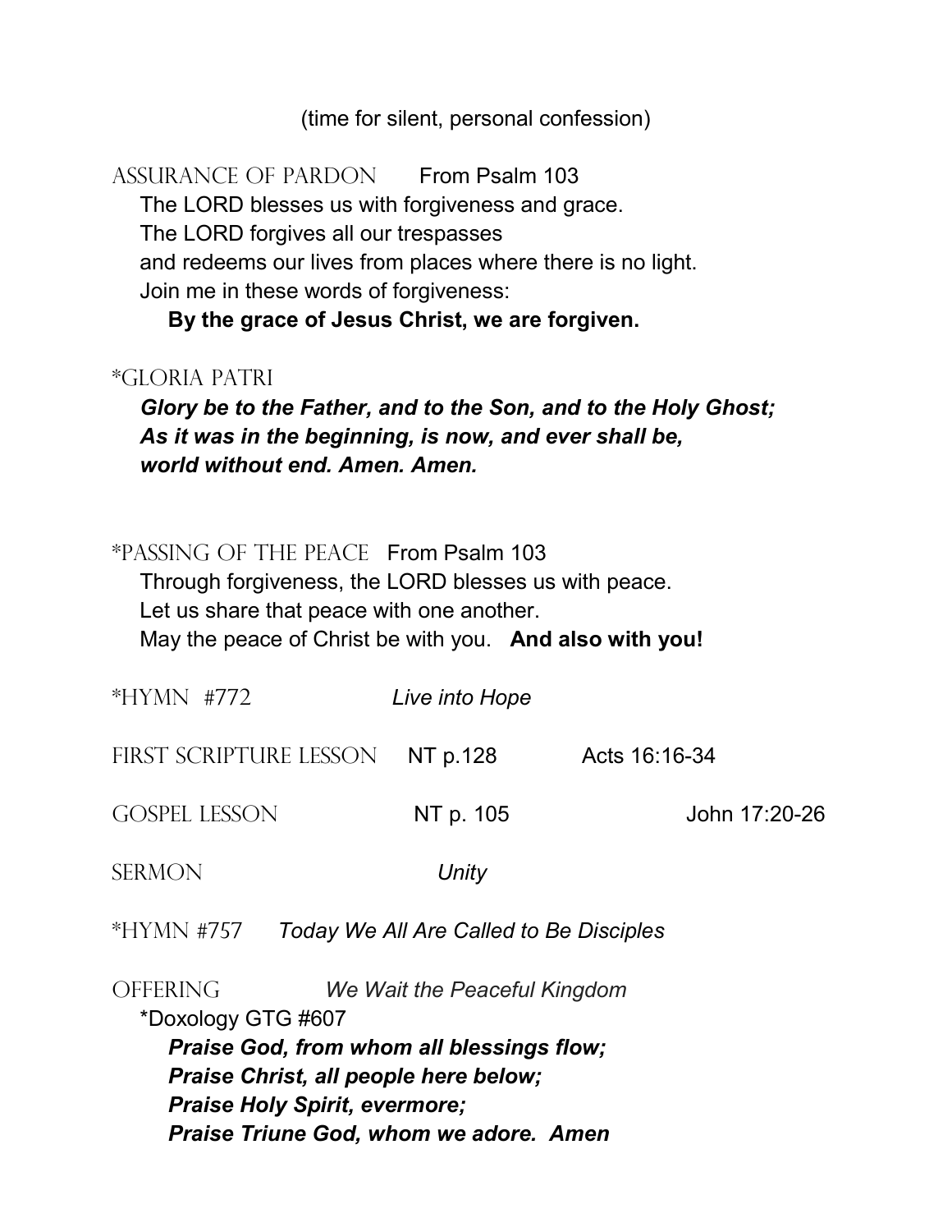(time for silent, personal confession)

## Assurance of Pardon    From Psalm 103

The LORD blesses us with forgiveness and grace.
The LORD forgives all our trespasses
and redeems our lives from places where there is no light.
Join me in these words of forgiveness:

**By the grace of Jesus Christ, we are forgiven.**

## *Gloria Patri

***Glory be to the Father, and to the Son, and to the Holy Ghost;***
***As it was in the beginning, is now, and ever shall be,***
***world without end. Amen. Amen.***

## *Passing of the Peace    From Psalm 103

Through forgiveness, the LORD blesses us with peace.
Let us share that peace with one another.
May the peace of Christ be with you.   **And also with you!**

## *Hymn #772    *Live into Hope*

## First Scripture Lesson    NT p.128    Acts 16:16-34

## Gospel Lesson    NT p. 105    John 17:20-26

## Sermon    *Unity*

## *Hymn #757    *Today We All Are Called to Be Disciples*

## Offering    *We Wait the Peaceful Kingdom*

*Doxology GTG #607

***Praise God, from whom all blessings flow;***
***Praise Christ, all people here below;***
***Praise Holy Spirit, evermore;***
***Praise Triune God, whom we adore. Amen***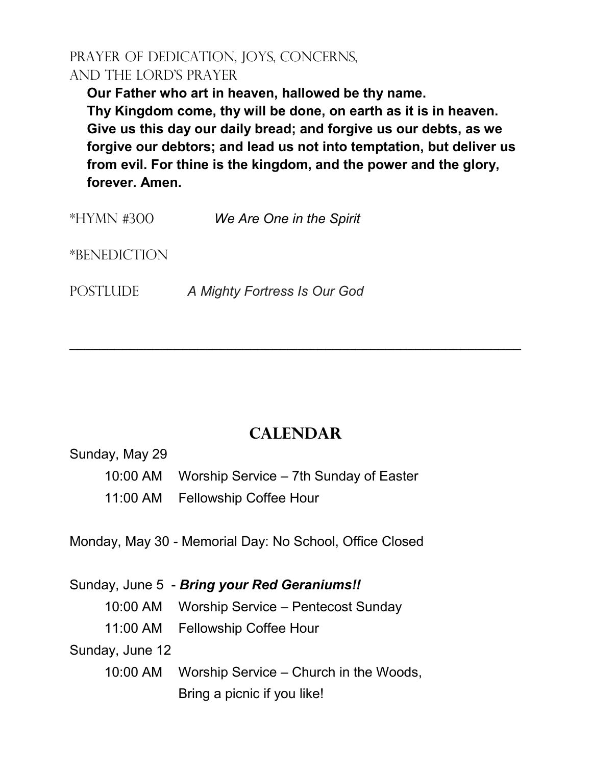Prayer of Dedication, Joys, Concerns,
and the Lord's Prayer

**Our Father who art in heaven, hallowed be thy name. Thy Kingdom come, thy will be done, on earth as it is in heaven. Give us this day our daily bread; and forgive us our debts, as we forgive our debtors; and lead us not into temptation, but deliver us from evil. For thine is the kingdom, and the power and the glory, forever. Amen.**

*Hymn #300 *We Are One in the Spirit*

*Benediction

Postlude *A Mighty Fortress Is Our God*

---

## Calendar

Sunday, May 29

10:00 AM Worship Service – 7th Sunday of Easter

11:00 AM Fellowship Coffee Hour

Monday, May 30 - Memorial Day: No School, Office Closed

Sunday, June 5 - ***Bring your Red Geraniums!!***

10:00 AM Worship Service – Pentecost Sunday

11:00 AM Fellowship Coffee Hour

Sunday, June 12

10:00 AM Worship Service – Church in the Woods, Bring a picnic if you like!